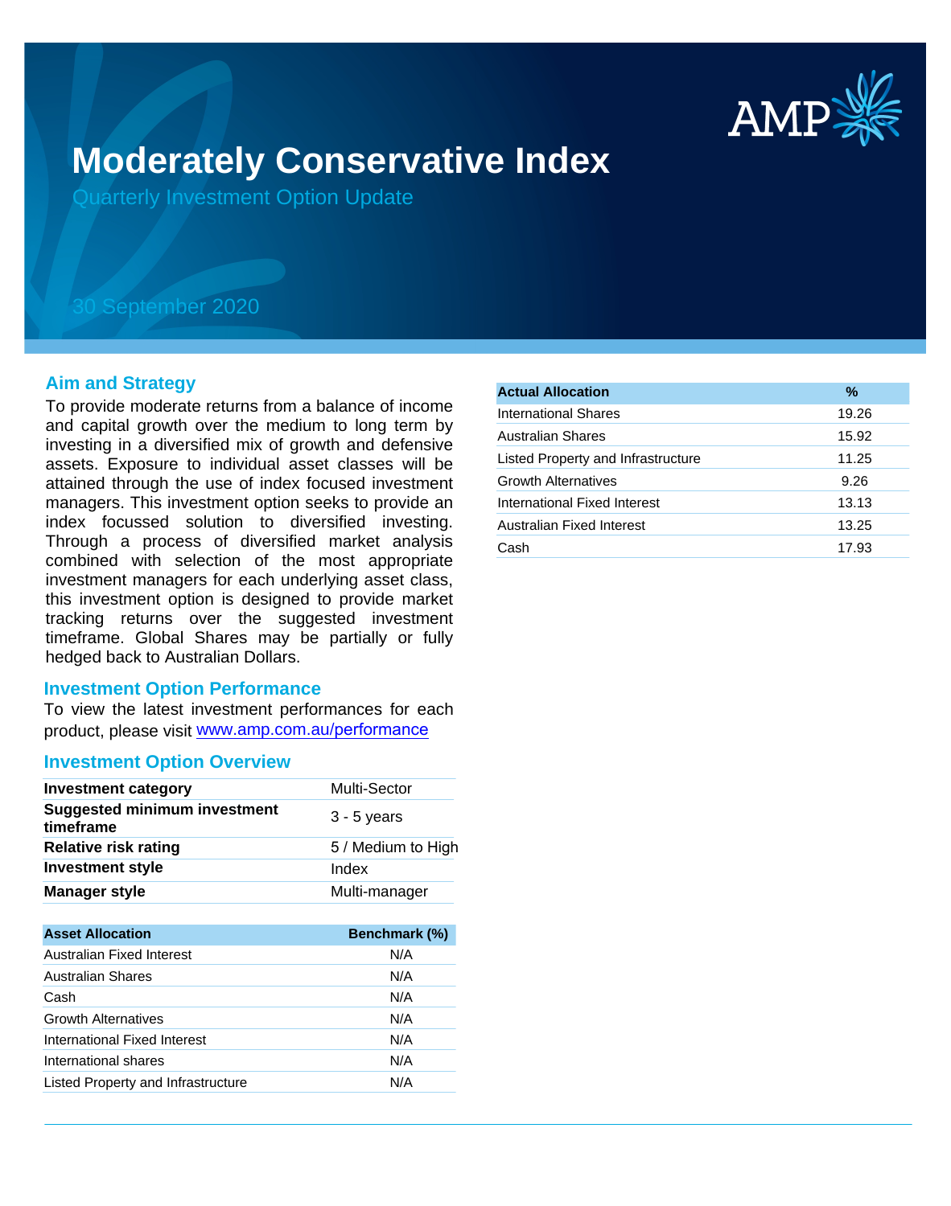# Moderately Conservative Index

Quarterly Investment Option Update

30 September 2020

## Aim and Strategy

To provide moderate returns from a balance of income and capital growth over the medium to long term by investing in a diversified mix of growth and defensive assets. Exposure to individual asset classes will be attained through the use of index focused investment managers. This investment option seeks to provide an index focussed solution to diversified investing. Through a process of diversified market analysis combined with selection of the most appropriate investment managers for each underlying asset class, this investment option is designed to provide market tracking returns over the suggested investment timeframe. Global Shares may be partially or fully hedged back to Australian Dollars.

## Investment Option Performance

To view the latest investment performances for each product, please visit www.amp.com.au/performance

## Investment Option Overview

| | |
|---|---|
| **Investment category** | Multi-Sector |
| **Suggested minimum investment timeframe** | 3 - 5 years |
| **Relative risk rating** | 5 / Medium to High |
| **Investment style** | Index |
| **Manager style** | Multi-manager |

| Asset Allocation | Benchmark (%) |
|---|---|
| Australian Fixed Interest | N/A |
| Australian Shares | N/A |
| Cash | N/A |
| Growth Alternatives | N/A |
| International Fixed Interest | N/A |
| International shares | N/A |
| Listed Property and Infrastructure | N/A |

| Actual Allocation | % |
|---|---|
| International Shares | 19.26 |
| Australian Shares | 15.92 |
| Listed Property and Infrastructure | 11.25 |
| Growth Alternatives | 9.26 |
| International Fixed Interest | 13.13 |
| Australian Fixed Interest | 13.25 |
| Cash | 17.93 |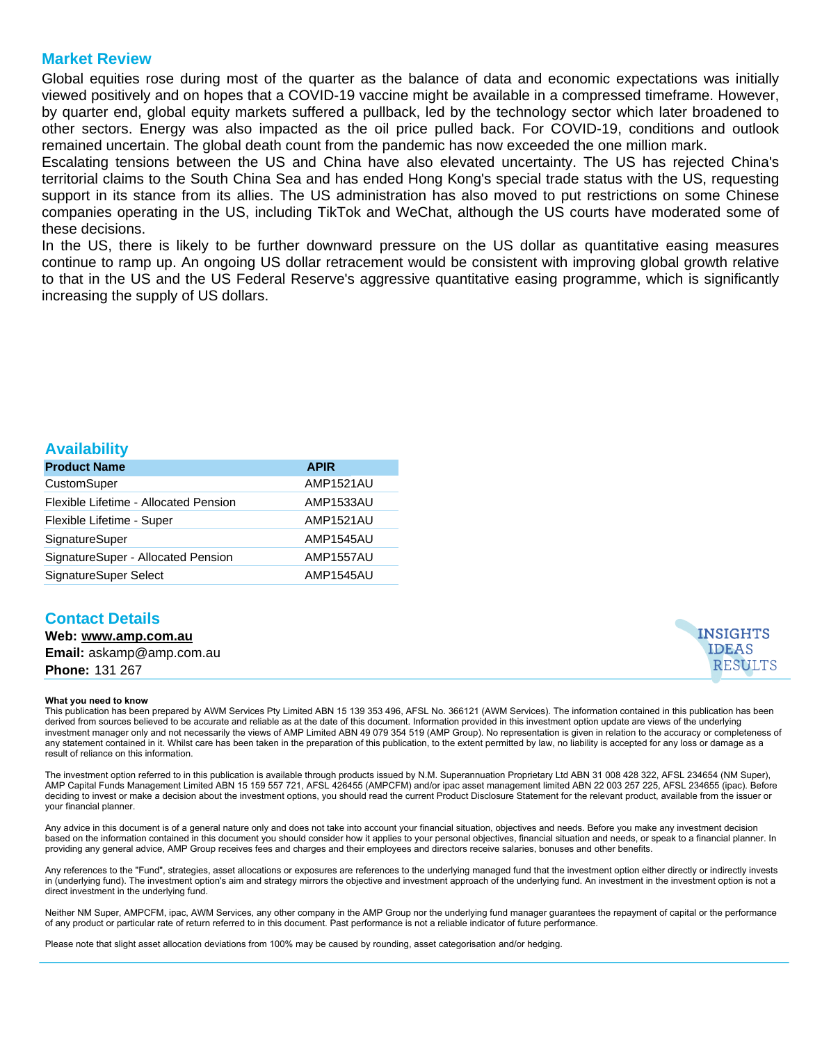## Market Review

Global equities rose during most of the quarter as the balance of data and economic expectations was initially viewed positively and on hopes that a COVID-19 vaccine might be available in a compressed timeframe. However, by quarter end, global equity markets suffered a pullback, led by the technology sector which later broadened to other sectors. Energy was also impacted as the oil price pulled back. For COVID-19, conditions and outlook remained uncertain. The global death count from the pandemic has now exceeded the one million mark.

Escalating tensions between the US and China have also elevated uncertainty. The US has rejected China's territorial claims to the South China Sea and has ended Hong Kong's special trade status with the US, requesting support in its stance from its allies. The US administration has also moved to put restrictions on some Chinese companies operating in the US, including TikTok and WeChat, although the US courts have moderated some of these decisions.

In the US, there is likely to be further downward pressure on the US dollar as quantitative easing measures continue to ramp up. An ongoing US dollar retracement would be consistent with improving global growth relative to that in the US and the US Federal Reserve's aggressive quantitative easing programme, which is significantly increasing the supply of US dollars.

## Availability

| Product Name | APIR |
|---|---|
| CustomSuper | AMP1521AU |
| Flexible Lifetime - Allocated Pension | AMP1533AU |
| Flexible Lifetime - Super | AMP1521AU |
| SignatureSuper | AMP1545AU |
| SignatureSuper - Allocated Pension | AMP1557AU |
| SignatureSuper Select | AMP1545AU |

## Contact Details

**Web:** **www.amp.com.au**
**Email:** askamp@amp.com.au
**Phone:** 131 267

INSIGHTS
IDEAS
RESULTS

**What you need to know**

This publication has been prepared by AWM Services Pty Limited ABN 15 139 353 496, AFSL No. 366121 (AWM Services). The information contained in this publication has been derived from sources believed to be accurate and reliable as at the date of this document. Information provided in this investment option update are views of the underlying investment manager only and not necessarily the views of AMP Limited ABN 49 079 354 519 (AMP Group). No representation is given in relation to the accuracy or completeness of any statement contained in it. Whilst care has been taken in the preparation of this publication, to the extent permitted by law, no liability is accepted for any loss or damage as a result of reliance on this information.

The investment option referred to in this publication is available through products issued by N.M. Superannuation Proprietary Ltd ABN 31 008 428 322, AFSL 234654 (NM Super), AMP Capital Funds Management Limited ABN 15 159 557 721, AFSL 426455 (AMPCFM) and/or ipac asset management limited ABN 22 003 257 225, AFSL 234655 (ipac). Before deciding to invest or make a decision about the investment options, you should read the current Product Disclosure Statement for the relevant product, available from the issuer or your financial planner.

Any advice in this document is of a general nature only and does not take into account your financial situation, objectives and needs. Before you make any investment decision based on the information contained in this document you should consider how it applies to your personal objectives, financial situation and needs, or speak to a financial planner. In providing any general advice, AMP Group receives fees and charges and their employees and directors receive salaries, bonuses and other benefits.

Any references to the "Fund", strategies, asset allocations or exposures are references to the underlying managed fund that the investment option either directly or indirectly invests in (underlying fund). The investment option's aim and strategy mirrors the objective and investment approach of the underlying fund. An investment in the investment option is not a direct investment in the underlying fund.

Neither NM Super, AMPCFM, ipac, AWM Services, any other company in the AMP Group nor the underlying fund manager guarantees the repayment of capital or the performance of any product or particular rate of return referred to in this document. Past performance is not a reliable indicator of future performance.

Please note that slight asset allocation deviations from 100% may be caused by rounding, asset categorisation and/or hedging.